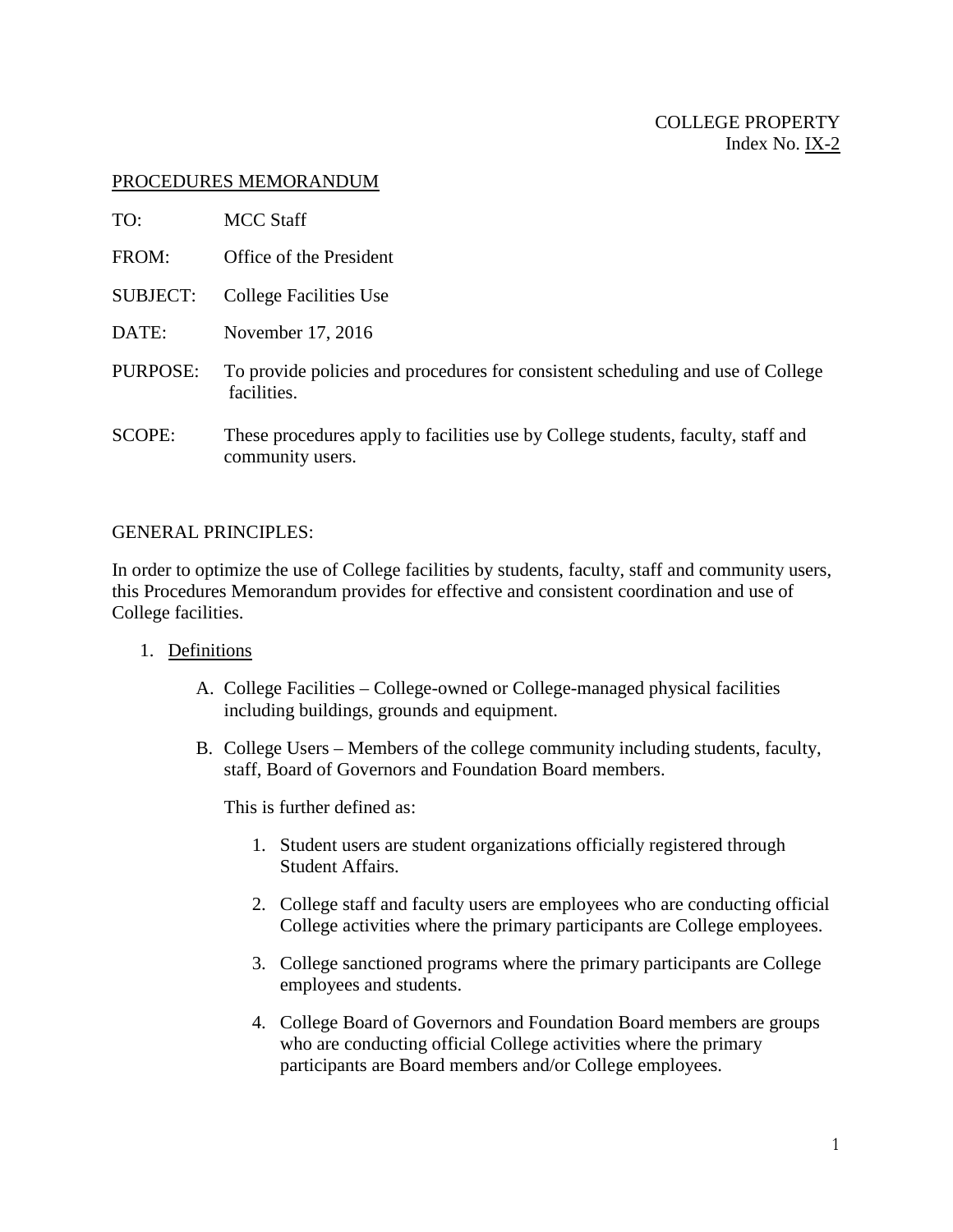COLLEGE PROPERTY
Index No. IX-2

PROCEDURES MEMORANDUM

TO: MCC Staff

FROM: Office of the President

SUBJECT: College Facilities Use

DATE: November 17, 2016

PURPOSE: To provide policies and procedures for consistent scheduling and use of College facilities.

SCOPE: These procedures apply to facilities use by College students, faculty, staff and community users.

GENERAL PRINCIPLES:

In order to optimize the use of College facilities by students, faculty, staff and community users, this Procedures Memorandum provides for effective and consistent coordination and use of College facilities.

1. Definitions

   A. College Facilities – College-owned or College-managed physical facilities including buildings, grounds and equipment.

   B. College Users – Members of the college community including students, faculty, staff, Board of Governors and Foundation Board members.

      This is further defined as:

      1. Student users are student organizations officially registered through Student Affairs.

      2. College staff and faculty users are employees who are conducting official College activities where the primary participants are College employees.

      3. College sanctioned programs where the primary participants are College employees and students.

      4. College Board of Governors and Foundation Board members are groups who are conducting official College activities where the primary participants are Board members and/or College employees.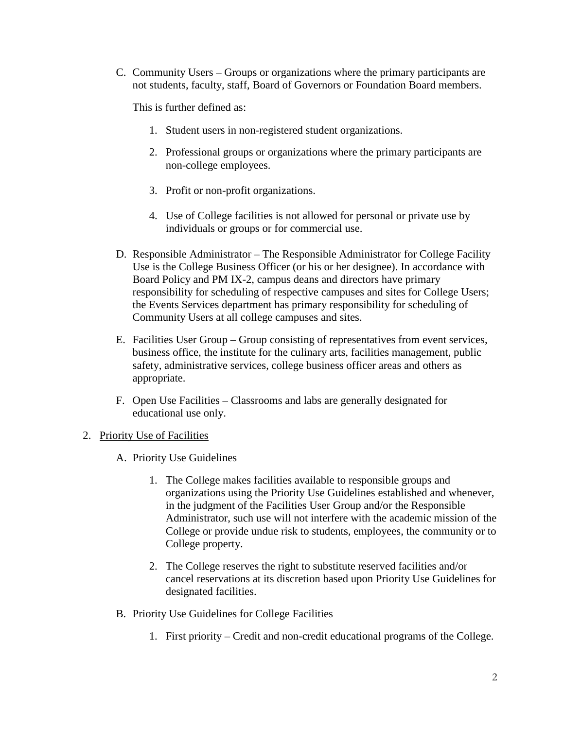C. Community Users – Groups or organizations where the primary participants are not students, faculty, staff, Board of Governors or Foundation Board members.

   This is further defined as:

   1. Student users in non-registered student organizations.

   2. Professional groups or organizations where the primary participants are non-college employees.

   3. Profit or non-profit organizations.

   4. Use of College facilities is not allowed for personal or private use by individuals or groups or for commercial use.

D. Responsible Administrator – The Responsible Administrator for College Facility Use is the College Business Officer (or his or her designee). In accordance with Board Policy and PM IX-2, campus deans and directors have primary responsibility for scheduling of respective campuses and sites for College Users; the Events Services department has primary responsibility for scheduling of Community Users at all college campuses and sites.

E. Facilities User Group – Group consisting of representatives from event services, business office, the institute for the culinary arts, facilities management, public safety, administrative services, college business officer areas and others as appropriate.

F. Open Use Facilities – Classrooms and labs are generally designated for educational use only.

2. <u>Priority Use of Facilities</u>

   A. Priority Use Guidelines

      1. The College makes facilities available to responsible groups and organizations using the Priority Use Guidelines established and whenever, in the judgment of the Facilities User Group and/or the Responsible Administrator, such use will not interfere with the academic mission of the College or provide undue risk to students, employees, the community or to College property.

      2. The College reserves the right to substitute reserved facilities and/or cancel reservations at its discretion based upon Priority Use Guidelines for designated facilities.

   B. Priority Use Guidelines for College Facilities

      1. First priority – Credit and non-credit educational programs of the College.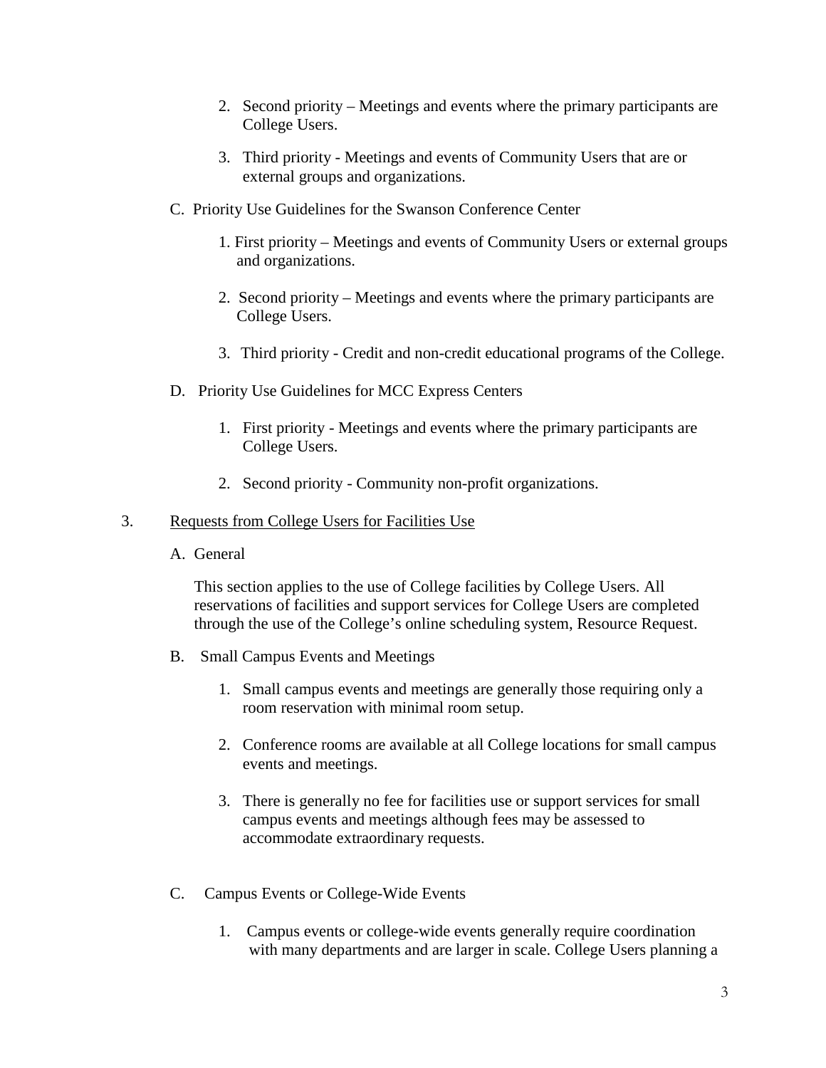2. Second priority – Meetings and events where the primary participants are College Users.

3. Third priority - Meetings and events of Community Users that are or external groups and organizations.

C. Priority Use Guidelines for the Swanson Conference Center

1. First priority – Meetings and events of Community Users or external groups and organizations.

2. Second priority – Meetings and events where the primary participants are College Users.

3. Third priority - Credit and non-credit educational programs of the College.

D. Priority Use Guidelines for MCC Express Centers

1. First priority - Meetings and events where the primary participants are College Users.

2. Second priority - Community non-profit organizations.

3. <u>Requests from College Users for Facilities Use</u>

A. General

This section applies to the use of College facilities by College Users. All reservations of facilities and support services for College Users are completed through the use of the College's online scheduling system, Resource Request.

B. Small Campus Events and Meetings

1. Small campus events and meetings are generally those requiring only a room reservation with minimal room setup.

2. Conference rooms are available at all College locations for small campus events and meetings.

3. There is generally no fee for facilities use or support services for small campus events and meetings although fees may be assessed to accommodate extraordinary requests.

C. Campus Events or College-Wide Events

1. Campus events or college-wide events generally require coordination with many departments and are larger in scale. College Users planning a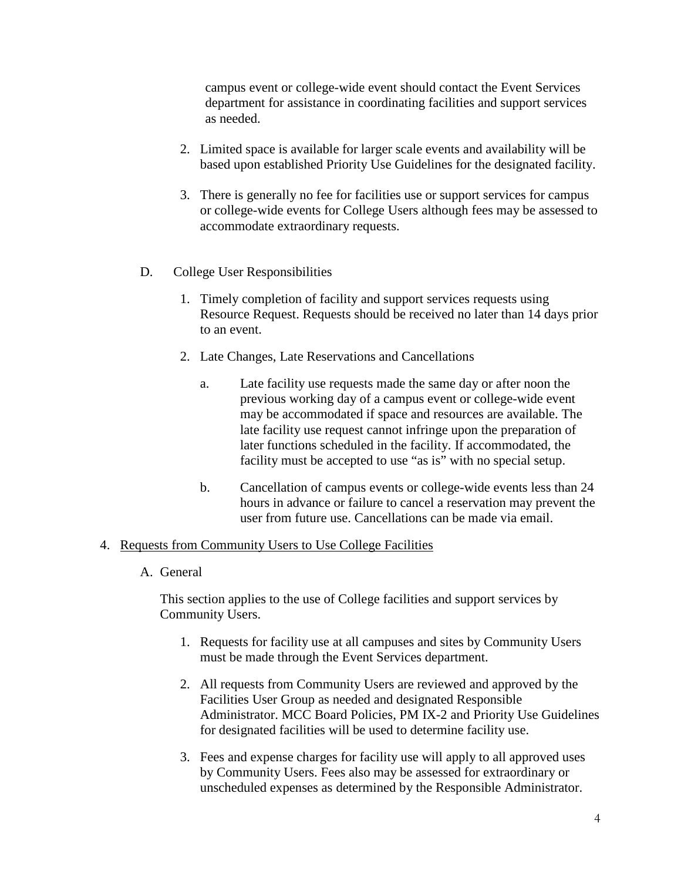campus event or college-wide event should contact the Event Services department for assistance in coordinating facilities and support services as needed.

2. Limited space is available for larger scale events and availability will be based upon established Priority Use Guidelines for the designated facility.

3. There is generally no fee for facilities use or support services for campus or college-wide events for College Users although fees may be assessed to accommodate extraordinary requests.

D. College User Responsibilities

1. Timely completion of facility and support services requests using Resource Request. Requests should be received no later than 14 days prior to an event.

2. Late Changes, Late Reservations and Cancellations

   a. Late facility use requests made the same day or after noon the previous working day of a campus event or college-wide event may be accommodated if space and resources are available. The late facility use request cannot infringe upon the preparation of later functions scheduled in the facility. If accommodated, the facility must be accepted to use "as is" with no special setup.

   b. Cancellation of campus events or college-wide events less than 24 hours in advance or failure to cancel a reservation may prevent the user from future use. Cancellations can be made via email.

4. <u>Requests from Community Users to Use College Facilities</u>

A. General

This section applies to the use of College facilities and support services by Community Users.

1. Requests for facility use at all campuses and sites by Community Users must be made through the Event Services department.

2. All requests from Community Users are reviewed and approved by the Facilities User Group as needed and designated Responsible Administrator. MCC Board Policies, PM IX-2 and Priority Use Guidelines for designated facilities will be used to determine facility use.

3. Fees and expense charges for facility use will apply to all approved uses by Community Users. Fees also may be assessed for extraordinary or unscheduled expenses as determined by the Responsible Administrator.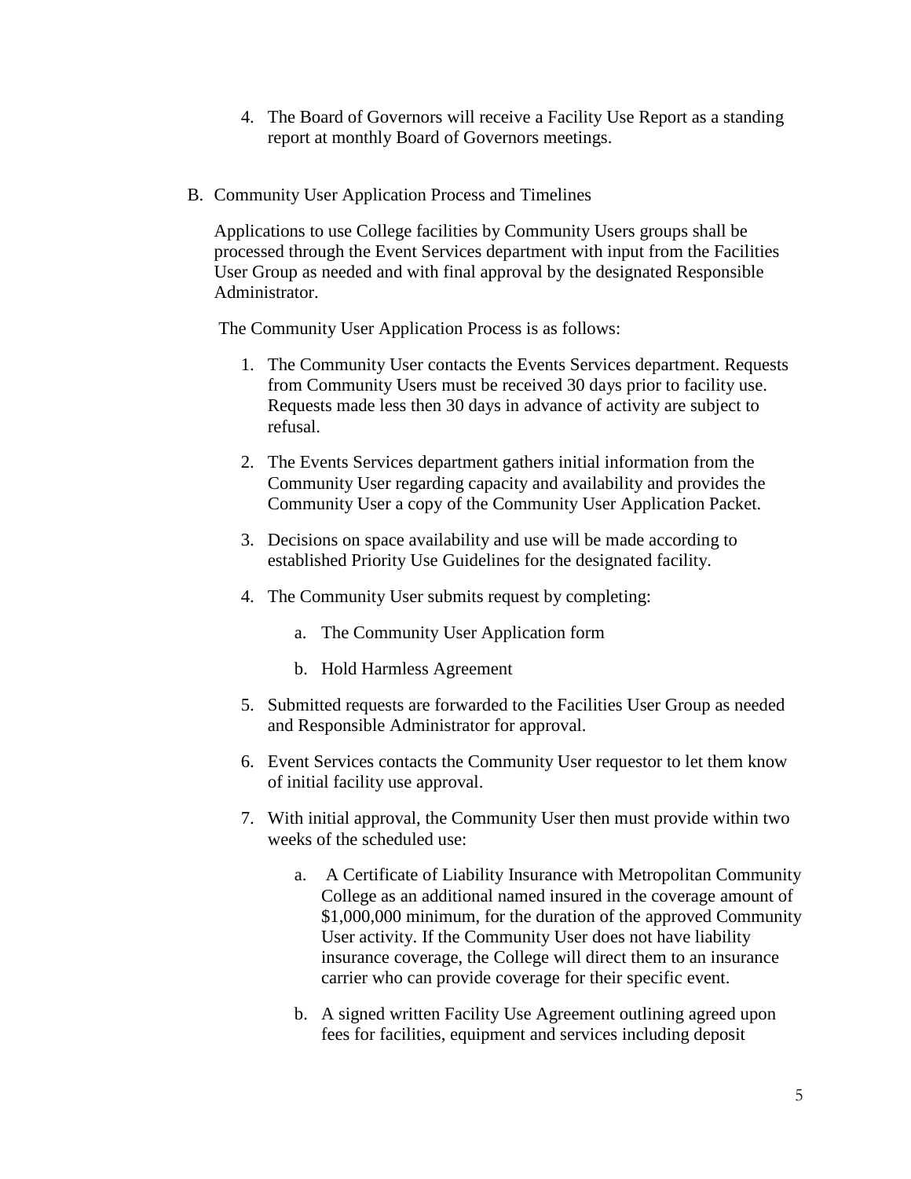4. The Board of Governors will receive a Facility Use Report as a standing report at monthly Board of Governors meetings.

B. Community User Application Process and Timelines

Applications to use College facilities by Community Users groups shall be processed through the Event Services department with input from the Facilities User Group as needed and with final approval by the designated Responsible Administrator.

The Community User Application Process is as follows:

1. The Community User contacts the Events Services department. Requests from Community Users must be received 30 days prior to facility use. Requests made less then 30 days in advance of activity are subject to refusal.

2. The Events Services department gathers initial information from the Community User regarding capacity and availability and provides the Community User a copy of the Community User Application Packet.

3. Decisions on space availability and use will be made according to established Priority Use Guidelines for the designated facility.

4. The Community User submits request by completing:

    a. The Community User Application form

    b. Hold Harmless Agreement

5. Submitted requests are forwarded to the Facilities User Group as needed and Responsible Administrator for approval.

6. Event Services contacts the Community User requestor to let them know of initial facility use approval.

7. With initial approval, the Community User then must provide within two weeks of the scheduled use:

    a. A Certificate of Liability Insurance with Metropolitan Community College as an additional named insured in the coverage amount of $1,000,000 minimum, for the duration of the approved Community User activity. If the Community User does not have liability insurance coverage, the College will direct them to an insurance carrier who can provide coverage for their specific event.

    b. A signed written Facility Use Agreement outlining agreed upon fees for facilities, equipment and services including deposit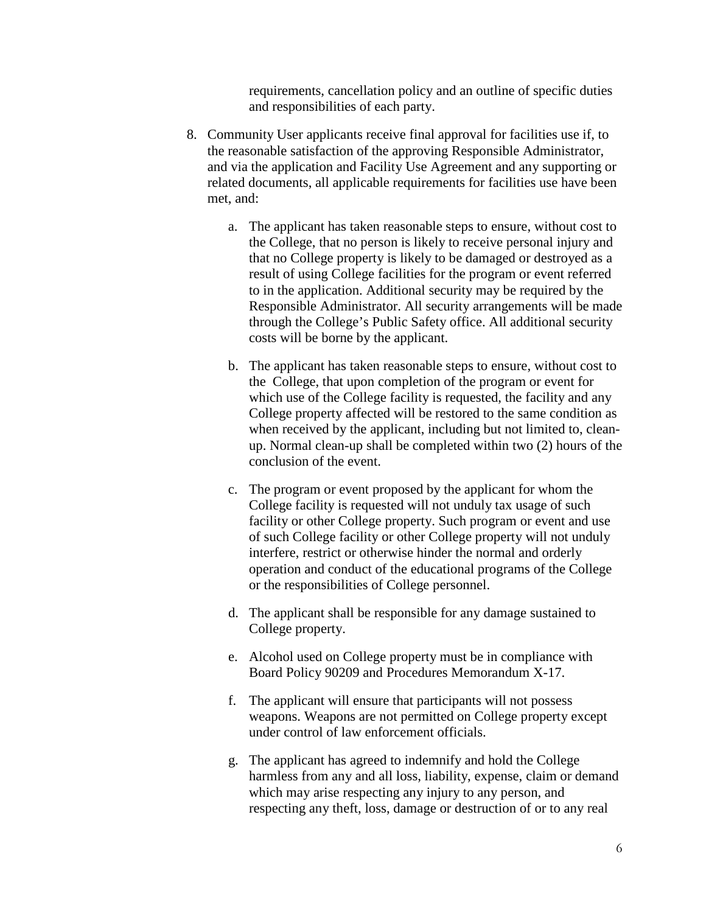requirements, cancellation policy and an outline of specific duties and responsibilities of each party.

8. Community User applicants receive final approval for facilities use if, to the reasonable satisfaction of the approving Responsible Administrator, and via the application and Facility Use Agreement and any supporting or related documents, all applicable requirements for facilities use have been met, and:

   a. The applicant has taken reasonable steps to ensure, without cost to the College, that no person is likely to receive personal injury and that no College property is likely to be damaged or destroyed as a result of using College facilities for the program or event referred to in the application. Additional security may be required by the Responsible Administrator. All security arrangements will be made through the College's Public Safety office. All additional security costs will be borne by the applicant.

   b. The applicant has taken reasonable steps to ensure, without cost to the College, that upon completion of the program or event for which use of the College facility is requested, the facility and any College property affected will be restored to the same condition as when received by the applicant, including but not limited to, clean-up. Normal clean-up shall be completed within two (2) hours of the conclusion of the event.

   c. The program or event proposed by the applicant for whom the College facility is requested will not unduly tax usage of such facility or other College property. Such program or event and use of such College facility or other College property will not unduly interfere, restrict or otherwise hinder the normal and orderly operation and conduct of the educational programs of the College or the responsibilities of College personnel.

   d. The applicant shall be responsible for any damage sustained to College property.

   e. Alcohol used on College property must be in compliance with Board Policy 90209 and Procedures Memorandum X-17.

   f. The applicant will ensure that participants will not possess weapons. Weapons are not permitted on College property except under control of law enforcement officials.

   g. The applicant has agreed to indemnify and hold the College harmless from any and all loss, liability, expense, claim or demand which may arise respecting any injury to any person, and respecting any theft, loss, damage or destruction of or to any real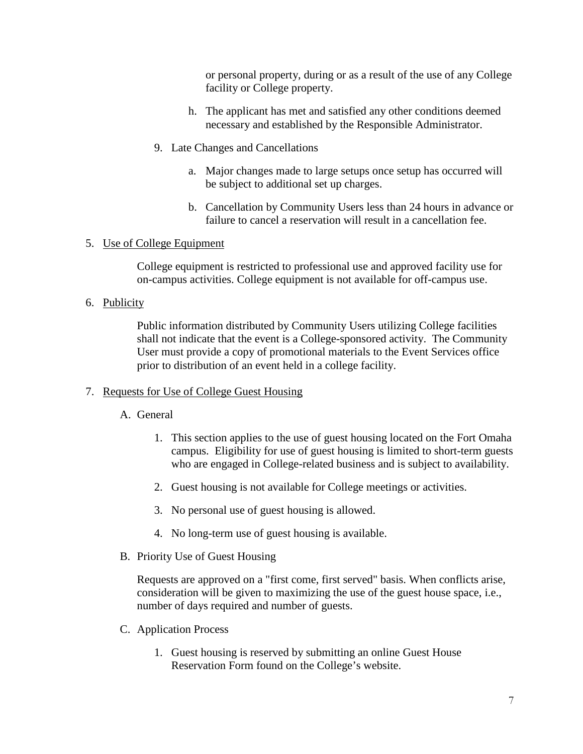or personal property, during or as a result of the use of any College facility or College property.

h. The applicant has met and satisfied any other conditions deemed necessary and established by the Responsible Administrator.

9. Late Changes and Cancellations

   a. Major changes made to large setups once setup has occurred will be subject to additional set up charges.

   b. Cancellation by Community Users less than 24 hours in advance or failure to cancel a reservation will result in a cancellation fee.

5. Use of College Equipment

   College equipment is restricted to professional use and approved facility use for on-campus activities. College equipment is not available for off-campus use.

6. Publicity

   Public information distributed by Community Users utilizing College facilities shall not indicate that the event is a College-sponsored activity. The Community User must provide a copy of promotional materials to the Event Services office prior to distribution of an event held in a college facility.

7. Requests for Use of College Guest Housing

   A. General

      1. This section applies to the use of guest housing located on the Fort Omaha campus. Eligibility for use of guest housing is limited to short-term guests who are engaged in College-related business and is subject to availability.

      2. Guest housing is not available for College meetings or activities.

      3. No personal use of guest housing is allowed.

      4. No long-term use of guest housing is available.

   B. Priority Use of Guest Housing

      Requests are approved on a "first come, first served" basis. When conflicts arise, consideration will be given to maximizing the use of the guest house space, i.e., number of days required and number of guests.

   C. Application Process

      1. Guest housing is reserved by submitting an online Guest House Reservation Form found on the College's website.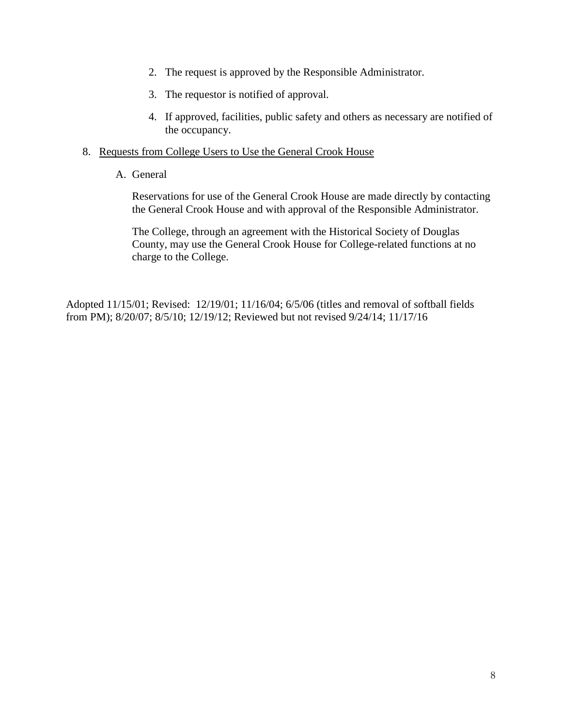2. The request is approved by the Responsible Administrator.

3. The requestor is notified of approval.

4. If approved, facilities, public safety and others as necessary are notified of the occupancy.

8. <u>Requests from College Users to Use the General Crook House</u>

   A. General

   Reservations for use of the General Crook House are made directly by contacting the General Crook House and with approval of the Responsible Administrator.

   The College, through an agreement with the Historical Society of Douglas County, may use the General Crook House for College-related functions at no charge to the College.

Adopted 11/15/01; Revised: 12/19/01; 11/16/04; 6/5/06 (titles and removal of softball fields from PM); 8/20/07; 8/5/10; 12/19/12; Reviewed but not revised 9/24/14; 11/17/16